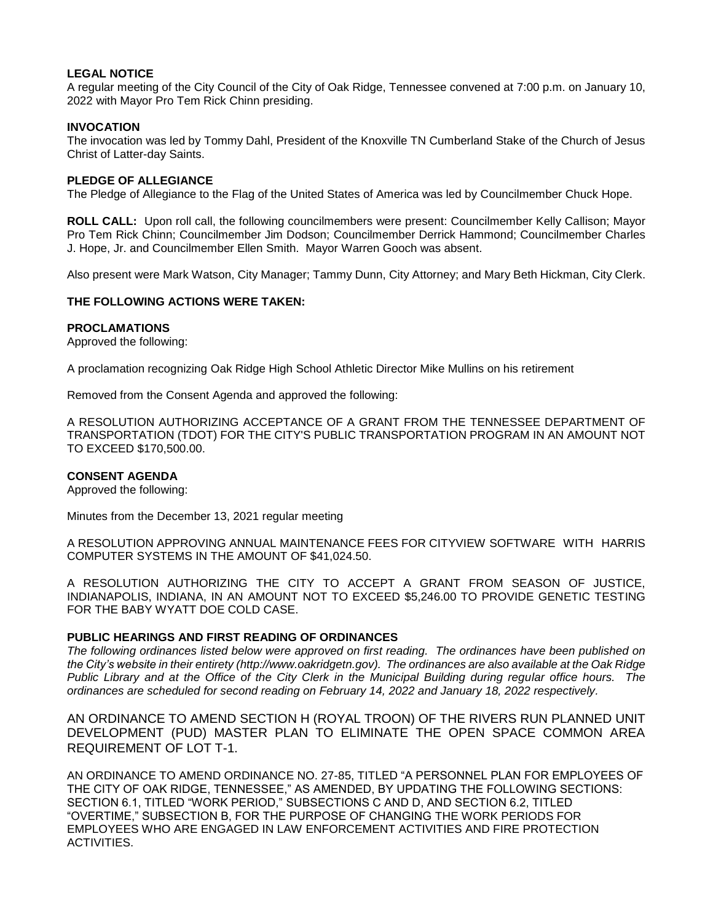**LEGAL NOTICE**

A regular meeting of the City Council of the City of Oak Ridge, Tennessee convened at 7:00 p.m. on January 10, 2022 with Mayor Pro Tem Rick Chinn presiding.

**INVOCATION**

The invocation was led by Tommy Dahl, President of the Knoxville TN Cumberland Stake of the Church of Jesus Christ of Latter-day Saints.

**PLEDGE OF ALLEGIANCE**

The Pledge of Allegiance to the Flag of the United States of America was led by Councilmember Chuck Hope.

**ROLL CALL:** Upon roll call, the following councilmembers were present: Councilmember Kelly Callison; Mayor Pro Tem Rick Chinn; Councilmember Jim Dodson; Councilmember Derrick Hammond; Councilmember Charles J. Hope, Jr. and Councilmember Ellen Smith. Mayor Warren Gooch was absent.

Also present were Mark Watson, City Manager; Tammy Dunn, City Attorney; and Mary Beth Hickman, City Clerk.

**THE FOLLOWING ACTIONS WERE TAKEN:**

**PROCLAMATIONS**

Approved the following:

A proclamation recognizing Oak Ridge High School Athletic Director Mike Mullins on his retirement

Removed from the Consent Agenda and approved the following:

A RESOLUTION AUTHORIZING ACCEPTANCE OF A GRANT FROM THE TENNESSEE DEPARTMENT OF TRANSPORTATION (TDOT) FOR THE CITY'S PUBLIC TRANSPORTATION PROGRAM IN AN AMOUNT NOT TO EXCEED $170,500.00.

**CONSENT AGENDA**

Approved the following:

Minutes from the December 13, 2021 regular meeting

A RESOLUTION APPROVING ANNUAL MAINTENANCE FEES FOR CITYVIEW SOFTWARE WITH HARRIS COMPUTER SYSTEMS IN THE AMOUNT OF $41,024.50.

A RESOLUTION AUTHORIZING THE CITY TO ACCEPT A GRANT FROM SEASON OF JUSTICE, INDIANAPOLIS, INDIANA, IN AN AMOUNT NOT TO EXCEED $5,246.00 TO PROVIDE GENETIC TESTING FOR THE BABY WYATT DOE COLD CASE.

**PUBLIC HEARINGS AND FIRST READING OF ORDINANCES**

*The following ordinances listed below were approved on first reading. The ordinances have been published on the City's website in their entirety (http://www.oakridgetn.gov). The ordinances are also available at the Oak Ridge Public Library and at the Office of the City Clerk in the Municipal Building during regular office hours. The ordinances are scheduled for second reading on February 14, 2022 and January 18, 2022 respectively.*

AN ORDINANCE TO AMEND SECTION H (ROYAL TROON) OF THE RIVERS RUN PLANNED UNIT DEVELOPMENT (PUD) MASTER PLAN TO ELIMINATE THE OPEN SPACE COMMON AREA REQUIREMENT OF LOT T-1.

AN ORDINANCE TO AMEND ORDINANCE NO. 27-85, TITLED "A PERSONNEL PLAN FOR EMPLOYEES OF THE CITY OF OAK RIDGE, TENNESSEE," AS AMENDED, BY UPDATING THE FOLLOWING SECTIONS: SECTION 6.1, TITLED "WORK PERIOD," SUBSECTIONS C AND D, AND SECTION 6.2, TITLED "OVERTIME," SUBSECTION B, FOR THE PURPOSE OF CHANGING THE WORK PERIODS FOR EMPLOYEES WHO ARE ENGAGED IN LAW ENFORCEMENT ACTIVITIES AND FIRE PROTECTION ACTIVITIES.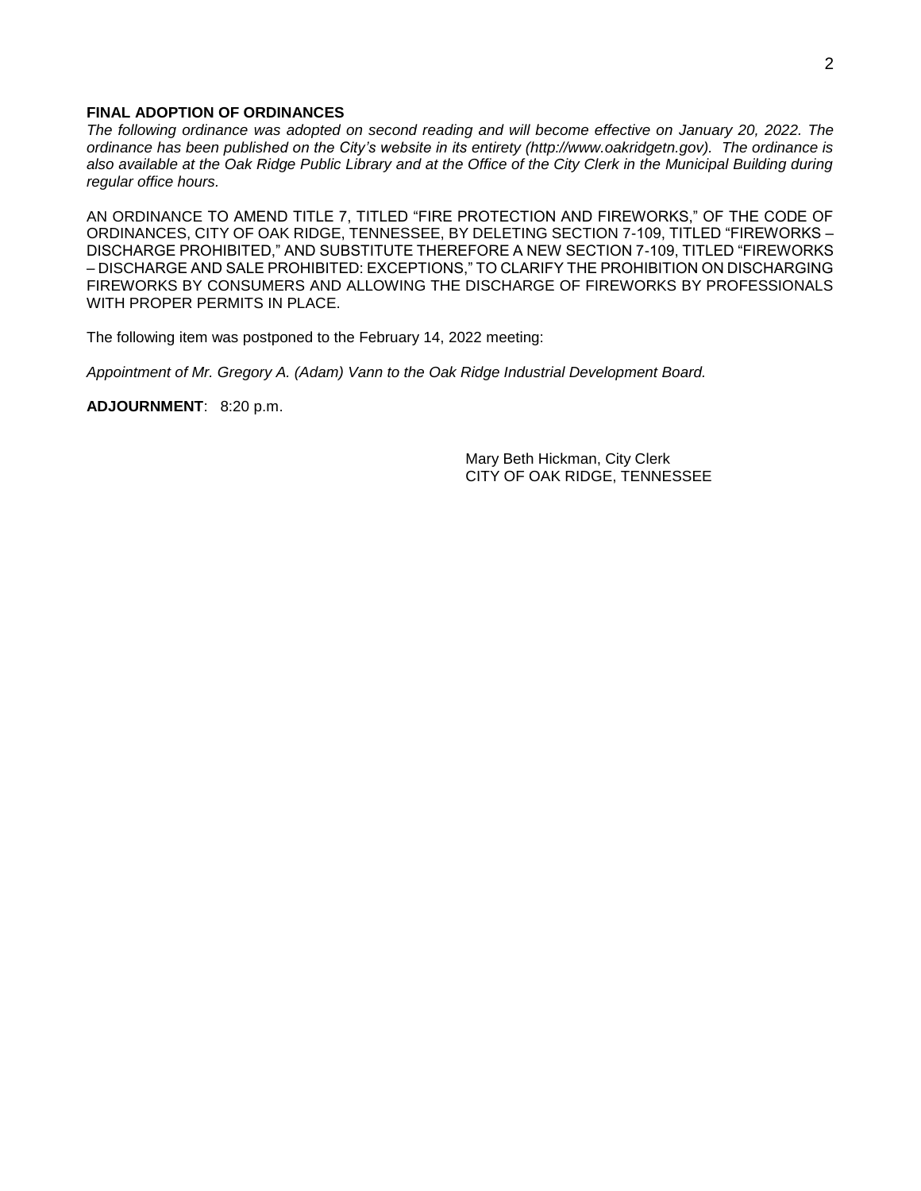**FINAL ADOPTION OF ORDINANCES**

*The following ordinance was adopted on second reading and will become effective on January 20, 2022. The ordinance has been published on the City's website in its entirety (http://www.oakridgetn.gov). The ordinance is also available at the Oak Ridge Public Library and at the Office of the City Clerk in the Municipal Building during regular office hours.*

AN ORDINANCE TO AMEND TITLE 7, TITLED "FIRE PROTECTION AND FIREWORKS," OF THE CODE OF ORDINANCES, CITY OF OAK RIDGE, TENNESSEE, BY DELETING SECTION 7-109, TITLED "FIREWORKS – DISCHARGE PROHIBITED," AND SUBSTITUTE THEREFORE A NEW SECTION 7-109, TITLED "FIREWORKS – DISCHARGE AND SALE PROHIBITED: EXCEPTIONS," TO CLARIFY THE PROHIBITION ON DISCHARGING FIREWORKS BY CONSUMERS AND ALLOWING THE DISCHARGE OF FIREWORKS BY PROFESSIONALS WITH PROPER PERMITS IN PLACE.

The following item was postponed to the February 14, 2022 meeting:

*Appointment of Mr. Gregory A. (Adam) Vann to the Oak Ridge Industrial Development Board.*

**ADJOURNMENT**: 8:20 p.m.

Mary Beth Hickman, City Clerk
CITY OF OAK RIDGE, TENNESSEE